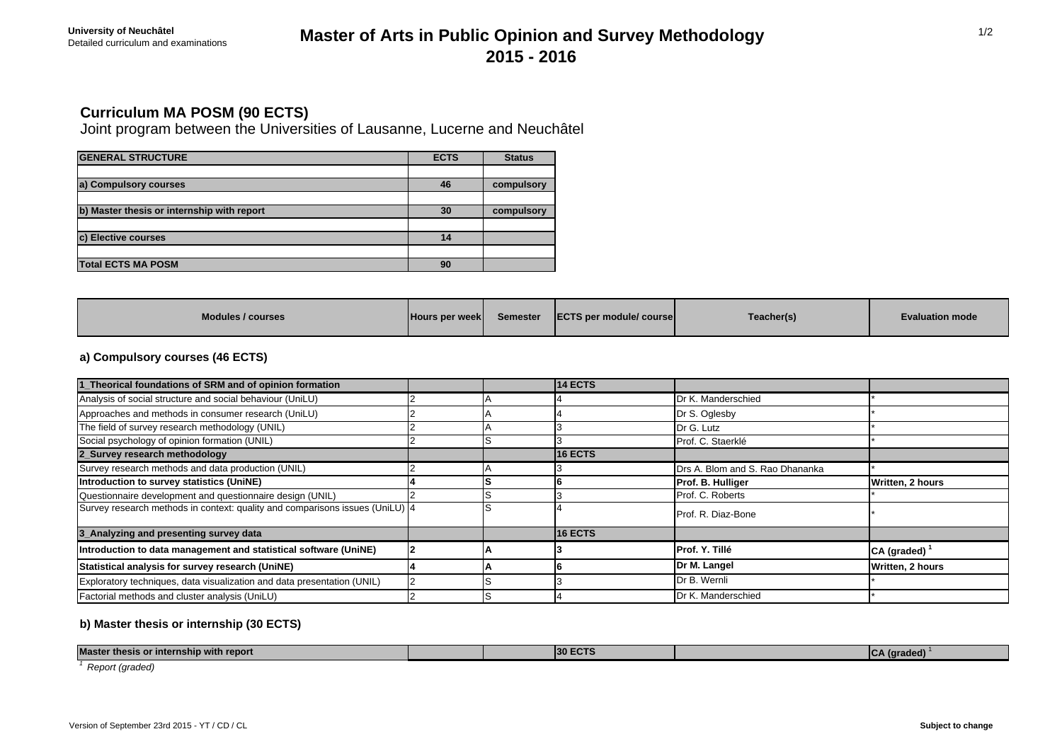University of Neuchâtel
Detailed curriculum and examinations

# Master of Arts in Public Opinion and Survey Methodology 2015 - 2016

## Curriculum MA POSM (90 ECTS)

Joint program between the Universities of Lausanne, Lucerne and Neuchâtel

| GENERAL STRUCTURE | ECTS | Status |
|---|---|---|
| a) Compulsory courses | 46 | compulsory |
| b) Master thesis or internship with report | 30 | compulsory |
| c) Elective courses | 14 | |
| Total ECTS MA POSM | 90 | |

| Modules / courses | Hours per week | Semester | ECTS per module/ course | Teacher(s) | Evaluation mode |
|---|---|---|---|---|---|

### a) Compulsory courses (46 ECTS)

| Modules / courses | Hours per week | Semester | ECTS per module/ course | Teacher(s) | Evaluation mode |
|---|---|---|---|---|---|
| **1_Theorical foundations of SRM and of opinion formation** | | | **14 ECTS** | | |
| Analysis of social structure and social behaviour (UniLU) | 2 | A | 4 | Dr K. Manderschied | * |
| Approaches and methods in consumer research (UniLU) | 2 | A | 4 | Dr S. Oglesby | * |
| The field of survey research methodology (UNIL) | 2 | A | 3 | Dr G. Lutz | * |
| Social psychology of opinion formation (UNIL) | 2 | S | 3 | Prof. C. Staerklé | * |
| **2_Survey research methodology** | | | **16 ECTS** | | |
| Survey research methods and data production (UNIL) | 2 | A | 3 | Drs A. Blom and S. Rao Dhananka | * |
| **Introduction to survey statistics (UniNE)** | **4** | **S** | **6** | **Prof. B. Hulliger** | **Written, 2 hours** |
| Questionnaire development and questionnaire design (UNIL) | 2 | S | 3 | Prof. C. Roberts | * |
| Survey research methods in context: quality and comparisons issues (UniLU) | 4 | S | 4 | Prof. R. Diaz-Bone | * |
| **3_Analyzing and presenting survey data** | | | **16 ECTS** | | |
| **Introduction to data management and statistical software (UniNE)** | **2** | **A** | **3** | **Prof. Y. Tillé** | **CA (graded) [1]** |
| **Statistical analysis for survey research (UniNE)** | **4** | **A** | **6** | **Dr M. Langel** | **Written, 2 hours** |
| Exploratory techniques, data visualization and data presentation (UNIL) | 2 | S | 3 | Dr B. Wernli | * |
| Factorial methods and cluster analysis (UniLU) | 2 | S | 4 | Dr K. Manderschied | * |

### b) Master thesis or internship (30 ECTS)

| Modules / courses | Hours per week | Semester | ECTS per module/ course | Teacher(s) | Evaluation mode |
|---|---|---|---|---|---|
| **Master thesis or internship with report** | | | **30 ECTS** | | **CA (graded) [1]** |

[1] *Report (graded)*

Version of September 23rd 2015 - YT / CD / CL

**Subject to change**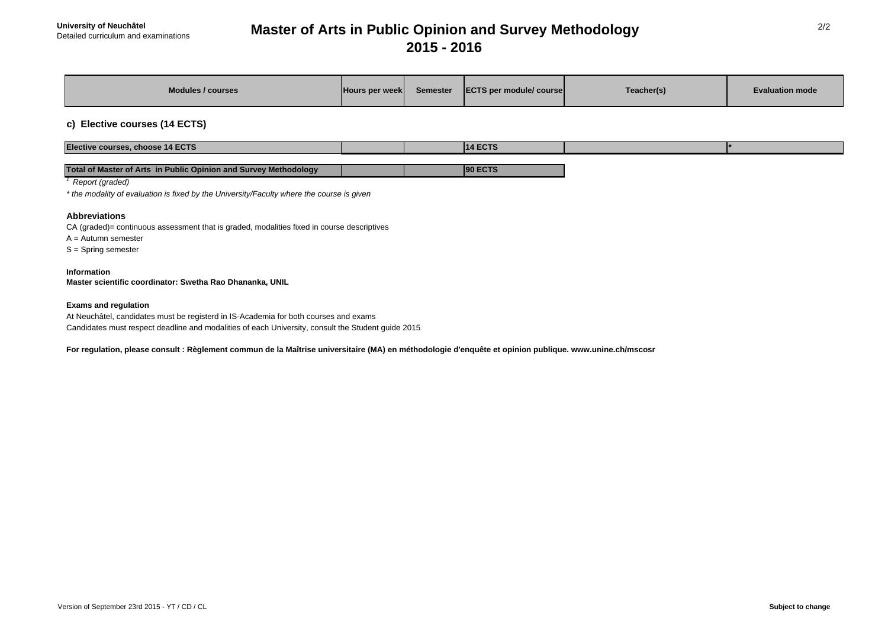| Modules / courses | Hours per week | Semester | ECTS per module/ course | Teacher(s) | Evaluation mode |
|---|---|---|---|---|---|
| **c) Elective courses (14 ECTS)** | | | | | |
| **Elective courses, choose 14 ECTS** | | | **14 ECTS** | | * |
| **Total of Master of Arts in Public Opinion and Survey Methodology** | | | **90 ECTS** | | |

[1] *Report (graded)*

*\* the modality of evaluation is fixed by the University/Faculty where the course is given*

**Abbreviations**

CA (graded)= continuous assessment that is graded, modalities fixed in course descriptives

A = Autumn semester

S = Spring semester

**Information**

**Master scientific coordinator: Swetha Rao Dhananka, UNIL**

**Exams and regulation**

At Neuchâtel, candidates must be registerd in IS-Academia for both courses and exams

Candidates must respect deadline and modalities of each University, consult the Student guide 2015

**For regulation, please consult : Règlement commun de la Maîtrise universitaire (MA) en méthodologie d'enquête et opinion publique. www.unine.ch/mscosr**

Version of September 23rd 2015 - YT / CD / CL

**Subject to change**